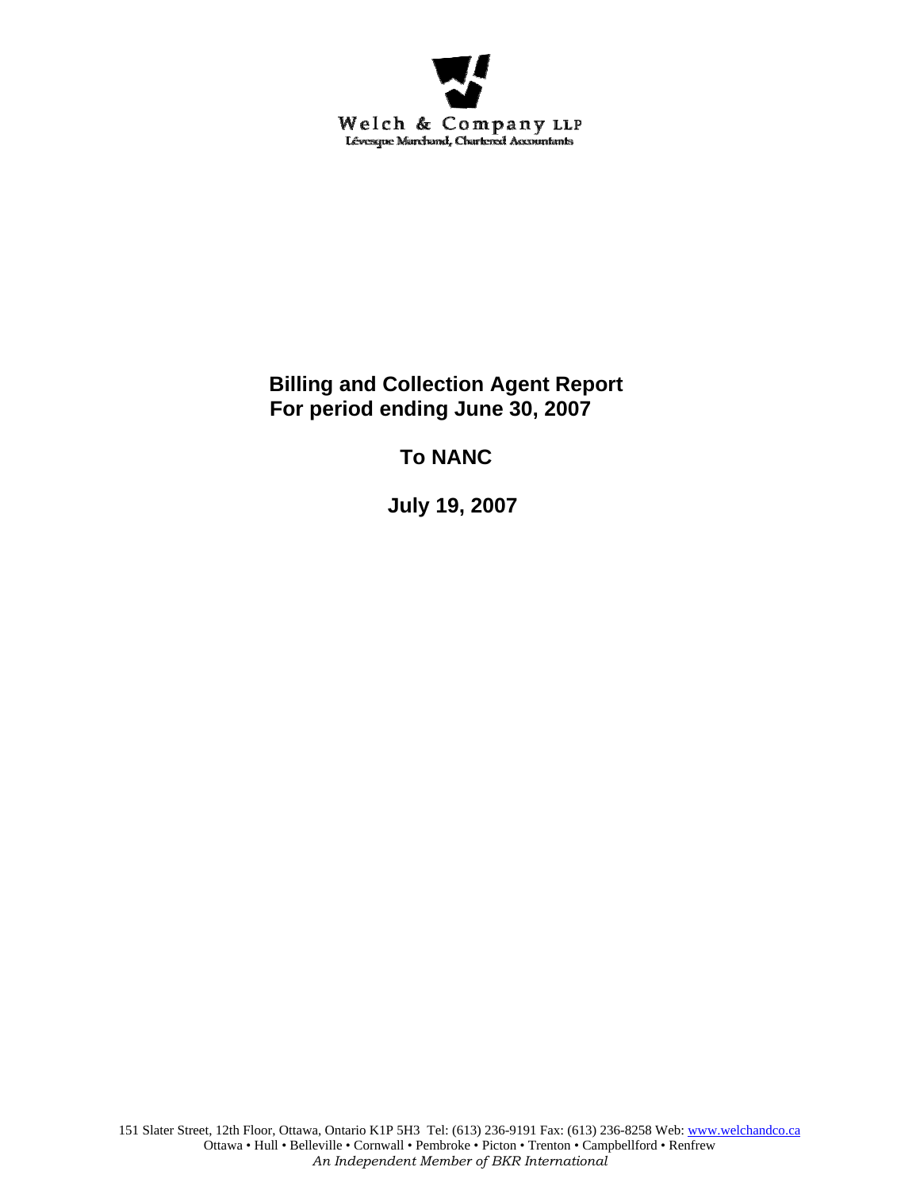Welch & Company LLP

Lévesque Marchand, Chartered Accountants

# Billing and Collection Agent Report
## For period ending June 30, 2007

## To NANC

## July 19, 2007

151 Slater Street, 12th Floor, Ottawa, Ontario K1P 5H3 Tel: (613) 236-9191 Fax: (613) 236-8258 Web: www.welchandco.ca
Ottawa • Hull • Belleville • Cornwall • Pembroke • Picton • Trenton • Campbellford • Renfrew
*An Independent Member of BKR International*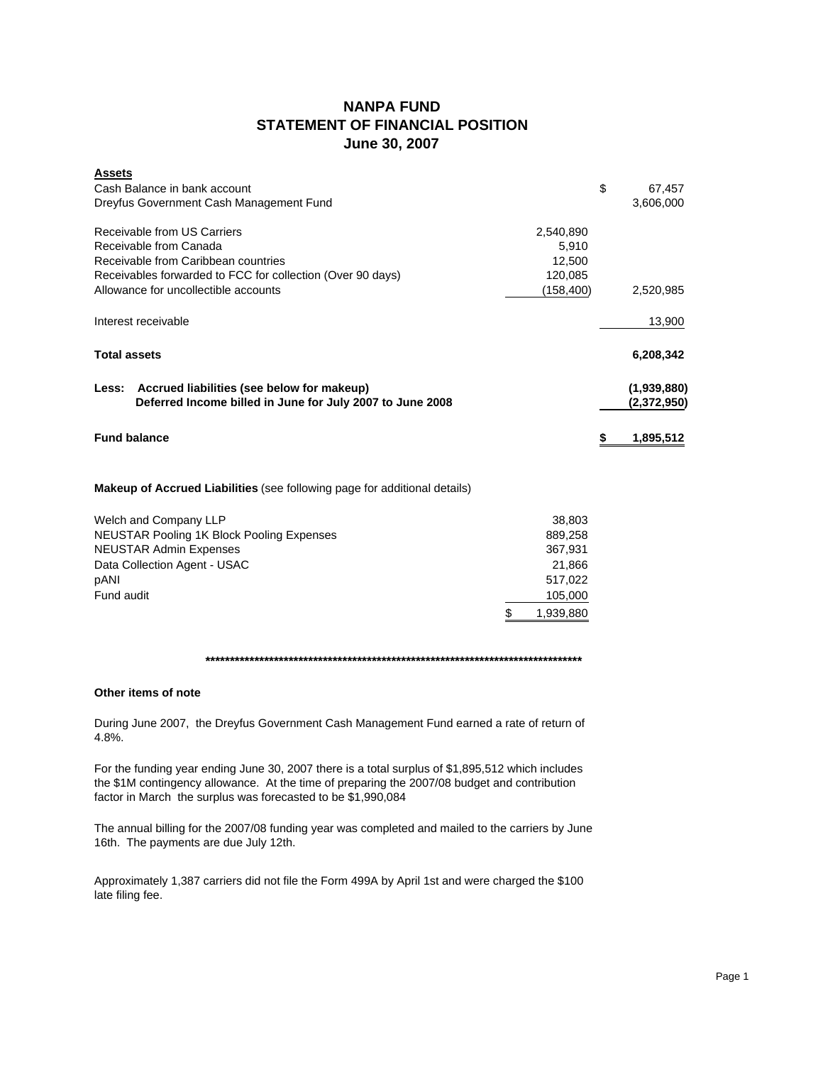# NANPA FUND
## STATEMENT OF FINANCIAL POSITION
## June 30, 2007

| **Assets** | | |
|---|---|---|
| Cash Balance in bank account | | $ 67,457 |
| Dreyfus Government Cash Management Fund | | 3,606,000 |
| | | |
| Receivable from US Carriers | 2,540,890 | |
| Receivable from Canada | 5,910 | |
| Receivable from Caribbean countries | 12,500 | |
| Receivables forwarded to FCC for collection (Over 90 days) | 120,085 | |
| Allowance for uncollectible accounts | (158,400) | 2,520,985 |
| | | |
| Interest receivable | | 13,900 |
| | | |
| **Total assets** | | **6,208,342** |
| | | |
| **Less: Accrued liabilities (see below for makeup)** | | **(1,939,880)** |
| **Deferred Income billed in June for July 2007 to June 2008** | | **(2,372,950)** |
| | | |
| **Fund balance** | | **$ 1,895,512** |

**Makeup of Accrued Liabilities** (see following page for additional details)

| | |
|---|---|
| Welch and Company LLP | 38,803 |
| NEUSTAR Pooling 1K Block Pooling Expenses | 889,258 |
| NEUSTAR Admin Expenses | 367,931 |
| Data Collection Agent - USAC | 21,866 |
| pANI | 517,022 |
| Fund audit | 105,000 |
| | $ 1,939,880 |

********************************************************************************

**Other items of note**

During June 2007, the Dreyfus Government Cash Management Fund earned a rate of return of 4.8%.

For the funding year ending June 30, 2007 there is a total surplus of $1,895,512 which includes the $1M contingency allowance. At the time of preparing the 2007/08 budget and contribution factor in March the surplus was forecasted to be $1,990,084

The annual billing for the 2007/08 funding year was completed and mailed to the carriers by June 16th. The payments are due July 12th.

Approximately 1,387 carriers did not file the Form 499A by April 1st and were charged the $100 late filing fee.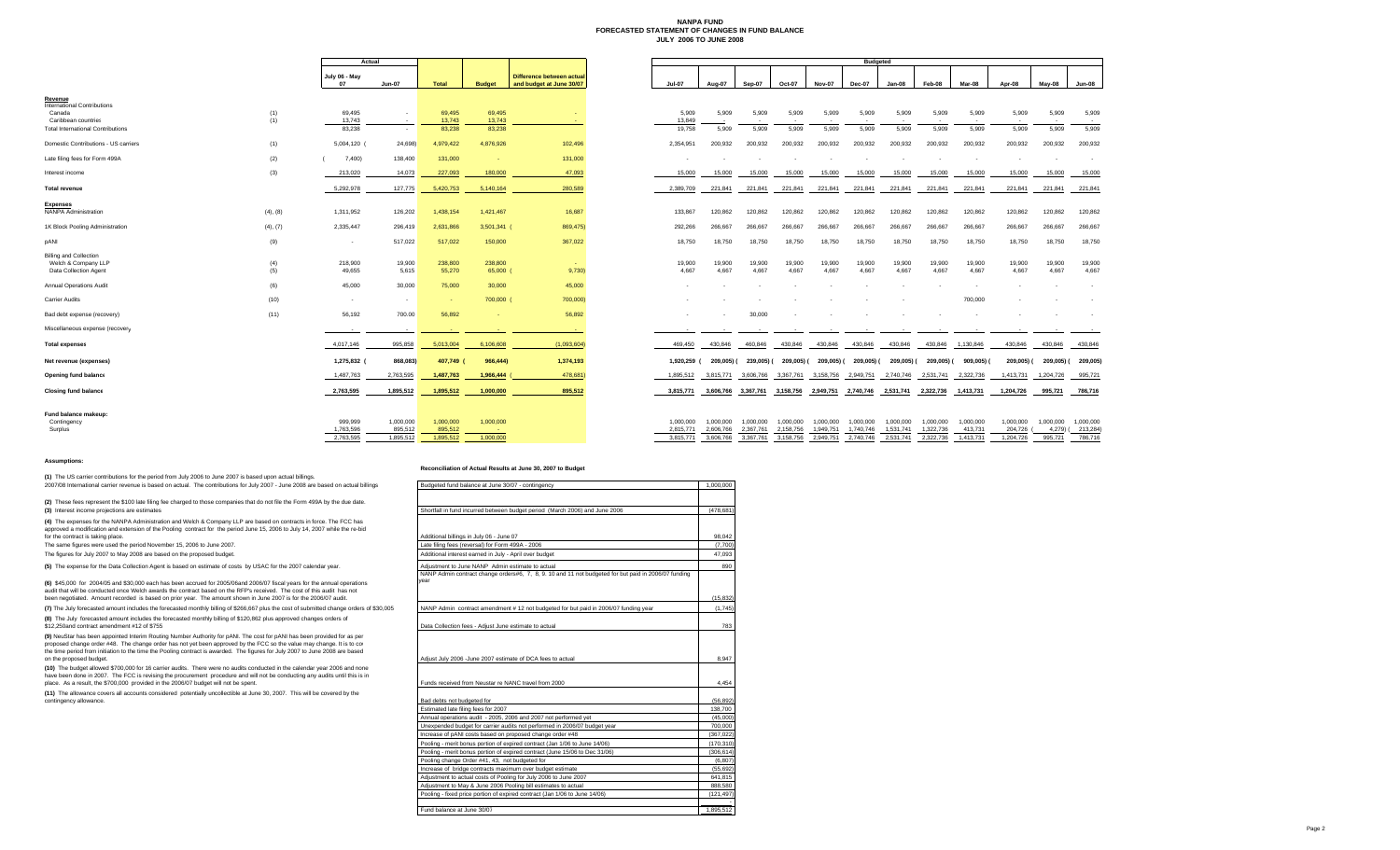# NANPA FUND
## FORECASTED STATEMENT OF CHANGES IN FUND BALANCE
## JULY 2006 TO JUNE 2008

| | | Actual | | | | | Budgeted | | | | | | | | | | | |
|---|---|---|---|---|---|---|---|---|---|---|---|---|---|---|---|---|---|---|
| | | July 06 - May 07 | Jun-07 | Total | Budget | Difference between actual and budget at June 30/07 | Jul-07 | Aug-07 | Sep-07 | Oct-07 | Nov-07 | Dec-07 | Jan-08 | Feb-08 | Mar-08 | Apr-08 | May-08 | Jun-08 |
| **Revenue** | | | | | | | | | | | | | | | | | | |
| International Contributions | | | | | | | | | | | | | | | | | | |
| Canada | (1) | 69,495 | - | 69,495 | 69,495 | - | 5,909 | 5,909 | 5,909 | 5,909 | 5,909 | 5,909 | 5,909 | 5,909 | 5,909 | 5,909 | 5,909 | 5,909 |
| Caribbean countries | (1) | 13,743 | - | 13,743 | 13,743 | - | 13,849 | - | - | - | - | - | - | - | - | - | - | - |
| Total International Contributions | | 83,238 | - | 83,238 | 83,238 | | 19,758 | 5,909 | 5,909 | 5,909 | 5,909 | 5,909 | 5,909 | 5,909 | 5,909 | 5,909 | 5,909 | 5,909 |
| Domestic Contributions - US carriers | (1) | 5,004,120 | (24,698) | 4,979,422 | 4,876,926 | 102,496 | 2,354,951 | 200,932 | 200,932 | 200,932 | 200,932 | 200,932 | 200,932 | 200,932 | 200,932 | 200,932 | 200,932 | 200,932 |
| Late filing fees for Form 499A | (2) | (7,400) | 138,400 | 131,000 | - | 131,000 | - | - | - | - | - | - | - | - | - | - | - | - |
| Interest income | (3) | 213,020 | 14,073 | 227,093 | 180,000 | 47,093 | 15,000 | 15,000 | 15,000 | 15,000 | 15,000 | 15,000 | 15,000 | 15,000 | 15,000 | 15,000 | 15,000 | 15,000 |
| **Total revenue** | | 5,292,978 | 127,775 | 5,420,753 | 5,140,164 | 280,589 | 2,389,709 | 221,841 | 221,841 | 221,841 | 221,841 | 221,841 | 221,841 | 221,841 | 221,841 | 221,841 | 221,841 | 221,841 |
| **Expenses** | | | | | | | | | | | | | | | | | | |
| NANPA Administration | (4), (8) | 1,311,952 | 126,202 | 1,438,154 | 1,421,467 | 16,687 | 133,867 | 120,862 | 120,862 | 120,862 | 120,862 | 120,862 | 120,862 | 120,862 | 120,862 | 120,862 | 120,862 | 120,862 |
| 1K Block Pooling Administration | (4), (7) | 2,335,447 | 296,419 | 2,631,866 | 3,501,341 | (869,475) | 292,266 | 266,667 | 266,667 | 266,667 | 266,667 | 266,667 | 266,667 | 266,667 | 266,667 | 266,667 | 266,667 | 266,667 |
| pANI | (9) | - | 517,022 | 517,022 | 150,000 | 367,022 | 18,750 | 18,750 | 18,750 | 18,750 | 18,750 | 18,750 | 18,750 | 18,750 | 18,750 | 18,750 | 18,750 | 18,750 |
| Billing and Collection | | | | | | | | | | | | | | | | | | |
| Welch & Company LLP | (4) | 218,900 | 19,900 | 238,800 | 238,800 | - | 19,900 | 19,900 | 19,900 | 19,900 | 19,900 | 19,900 | 19,900 | 19,900 | 19,900 | 19,900 | 19,900 | 19,900 |
| Data Collection Agent | (5) | 49,655 | 5,615 | 55,270 | 65,000 | (9,730) | 4,667 | 4,667 | 4,667 | 4,667 | 4,667 | 4,667 | 4,667 | 4,667 | 4,667 | 4,667 | 4,667 | 4,667 |
| Annual Operations Audit | (6) | 45,000 | 30,000 | 75,000 | 30,000 | 45,000 | - | - | - | - | - | - | - | - | - | - | - | - |
| Carrier Audits | (10) | - | - | - | 700,000 | (700,000) | - | - | - | - | - | - | - | - | 700,000 | - | - | - |
| Bad debt expense (recovery) | (11) | 56,192 | 700.00 | 56,892 | - | 56,892 | - | - | 30,000 | - | - | - | - | - | - | - | - | - |
| Miscellaneous expense (recovery) | | - | - | - | - | - | - | - | - | - | - | - | - | - | - | - | - | - |
| **Total expenses** | | 4,017,146 | 995,858 | 5,013,004 | 6,106,608 | (1,093,604) | 469,450 | 430,846 | 460,846 | 430,846 | 430,846 | 430,846 | 430,846 | 430,846 | 1,130,846 | 430,846 | 430,846 | 430,846 |
| **Net revenue (expenses)** | | 1,275,832 | (868,083) | 407,749 | (966,444) | 1,374,193 | 1,920,259 | (209,005) | (239,005) | (209,005) | (209,005) | (209,005) | (209,005) | (209,005) | (909,005) | (209,005) | (209,005) | (209,005) |
| **Opening fund balance** | | 1,487,763 | 2,763,595 | 1,487,763 | 1,966,444 | (478,681) | 1,895,512 | 3,815,771 | 3,606,766 | 3,367,761 | 3,158,756 | 2,949,751 | 2,740,746 | 2,531,741 | 2,322,736 | 1,413,731 | 1,204,726 | 995,721 |
| **Closing fund balance** | | 2,763,595 | 1,895,512 | 1,895,512 | 1,000,000 | 895,512 | 3,815,771 | 3,606,766 | 3,367,761 | 3,158,756 | 2,949,751 | 2,740,746 | 2,531,741 | 2,322,736 | 1,413,731 | 1,204,726 | 995,721 | 786,716 |
| **Fund balance makeup:** | | | | | | | | | | | | | | | | | | |
| Contingency | | 999,999 | 1,000,000 | 1,000,000 | 1,000,000 | | 1,000,000 | 1,000,000 | 1,000,000 | 1,000,000 | 1,000,000 | 1,000,000 | 1,000,000 | 1,000,000 | 1,000,000 | 1,000,000 | 1,000,000 | 1,000,000 |
| Surplus | | 1,763,596 | 895,512 | 895,512 | - | | 2,815,771 | 2,606,766 | 2,367,761 | 2,158,756 | 1,949,751 | 1,740,746 | 1,531,741 | 1,322,736 | 413,731 | 204,726 | (4,279) | (213,284) |
| | | 2,763,595 | 1,895,512 | 1,895,512 | 1,000,000 | | 3,815,771 | 3,606,766 | 3,367,761 | 3,158,756 | 2,949,751 | 2,740,746 | 2,531,741 | 2,322,736 | 1,413,731 | 1,204,726 | 995,721 | 786,716 |

**Assumptions:**

**(1)** The US carrier contributions for the period from July 2006 to June 2007 is based upon actual billings.
2007/08 International carrier revenue is based on actual. The contributions for July 2007 - June 2008 are based on actual billings

**(2)** These fees represent the $100 late filing fee charged to those companies that do not file the Form 499A by the due date.

**(3)** Interest income projections are estimates

**(4)** The expenses for the NANPA Administration and Welch & Company LLP are based on contracts in force. The FCC has approved a modification and extension of the Pooling contract for the period June 15, 2006 to July 14, 2007 while the re-bid for the contract is taking place.
The same figures were used the period November 15, 2006 to June 2007.
The figures for July 2007 to May 2008 are based on the proposed budget.

**(5)** The expense for the Data Collection Agent is based on estimate of costs by USAC for the 2007 calendar year.

**(6)** $45,000 for 2004/05 and $30,000 each has been accrued for 2005/06and 2006/07 fiscal years for the annual operations audit that will be conducted once Welch awards the contract based on the RFP's received. The cost of this audit has not been negotiated. Amount recorded is based on prior year. The amount shown in June 2007 is for the 2006/07 audit.

**(7)** The July forecasted amount includes the forecasted monthly billing of $266,667 plus the cost of submitted change orders of $30,005

**(8)** The July forecasted amount includes the forecasted monthly billing of $120,862 plus approved changes orders of $12,250and contract amendment #12 of $755

**(9)** NeuStar has been appointed Interim Routing Number Authority for pANI. The cost for pANI has been provided for as per proposed change order #48. The change order has not yet been approved by the FCC so the value may change. It is to co[ver] the time period from initiation to the time the Pooling contract is awarded. The figures for July 2007 to June 2008 are based on the proposed budget.

**(10)** The budget allowed $700,000 for 16 carrier audits. There were no audits conducted in the calendar year 2006 and none have been done in 2007. The FCC is revising the procurement procedure and will not be conducting any audits until this is in place. As a result, the $700,000 provided in the 2006/07 budget will not be spent.

**(11)** The allowance covers all accounts considered potentially uncollectible at June 30, 2007. This will be covered by the contingency allowance.

**Reconciliation of Actual Results at June 30, 2007 to Budget**

| | |
|---|---|
| Budgeted fund balance at June 30/07 - contingency | 1,000,000 |
| Shortfall in fund incurred between budget period (March 2006) and June 2006 | (478,681) |
| Additional billings in July 06 - June 07 | 98,042 |
| Late filing fees (reversal) for Form 499A - 2006 | (7,700) |
| Additional interest earned in July - April over budget | 47,093 |
| Adjustment to June NANP Admin estimate to actual | 890 |
| NANP Admin contract change orders#6, 7, 8, 9. 10 and 11 not budgeted for but paid in 2006/07 funding year | (15,832) |
| NANP Admin contract amendment # 12 not budgeted for but paid in 2006/07 funding year | (1,745) |
| Data Collection fees - Adjust June estimate to actual | 783 |
| Adjust July 2006 -June 2007 estimate of DCA fees to actual | 8,947 |
| Funds received from Neustar re NANC travel from 2000 | 4,454 |
| Bad debts not budgeted for | (56,892) |
| Estimated late filing fees for 2007 | 138,700 |
| Annual operations audit - 2005, 2006 and 2007 not performed yet | (45,000) |
| Unexpended budget for carrier audits not performed in 2006/07 budget year | 700,000 |
| Increase of pANI costs based on proposed change order #48 | (367,022) |
| Pooling - merit bonus portion of expired contract (Jan 1/06 to June 14/06) | (170,310) |
| Pooling - merit bonus portion of expired contract (June 15/06 to Dec 31/06) | (306,614) |
| Pooling change Order #41, 43, not budgeted for | (6,807) |
| Increase of bridge contracts maximum over budget estimate | (55,692) |
| Adjustment to actual costs of Pooling for July 2006 to June 2007 | 641,815 |
| Adjustment to May & June 2006 Pooling bill estimates to actual | 888,580 |
| Pooling - fixed price portion of expired contract (Jan 1/06 to June 14/06) | (121,497) |
| Fund balance at June 30/07 | 1,895,512 |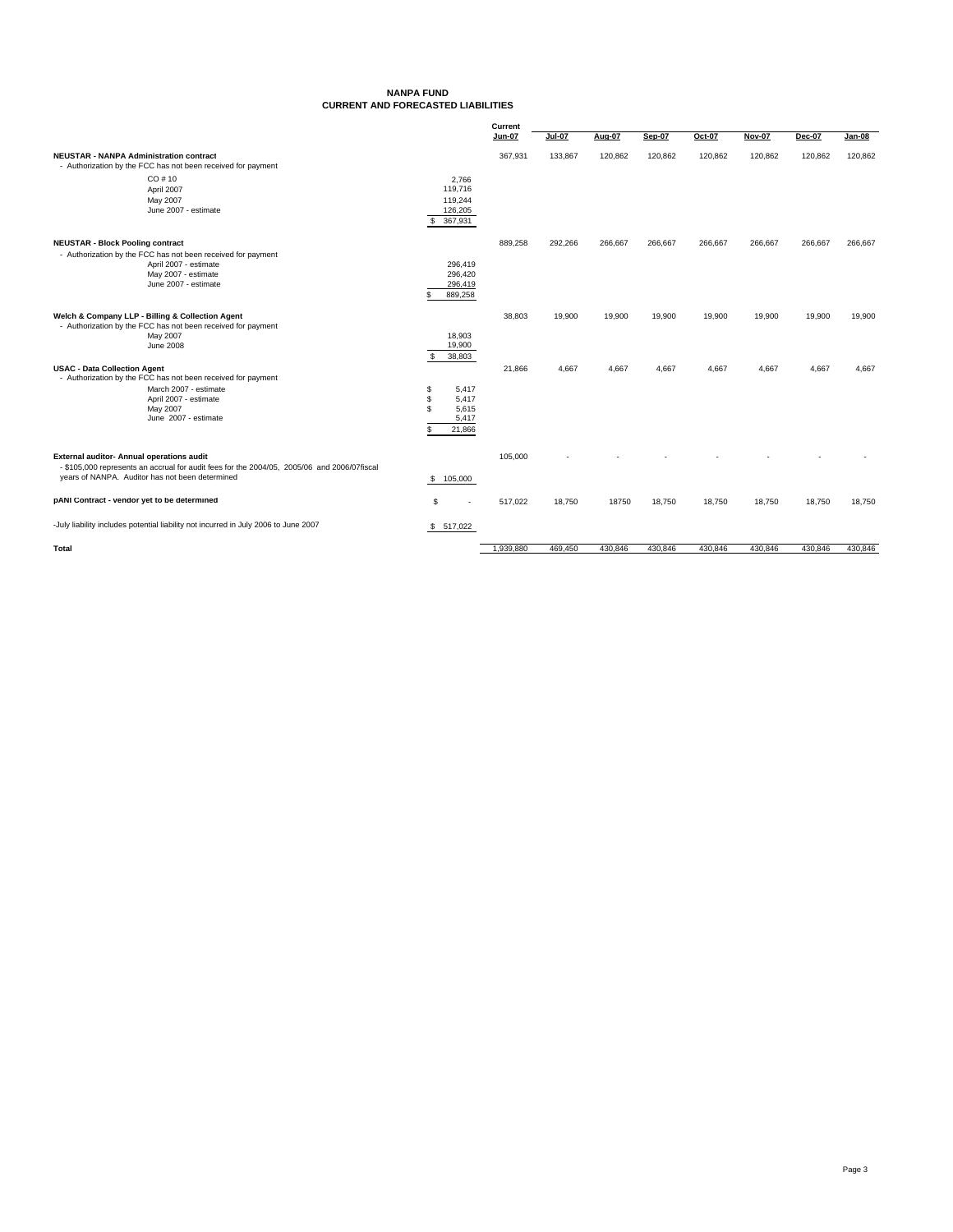## NANPA FUND
## CURRENT AND FORECASTED LIABILITIES

| | | Current Jun-07 | Jul-07 | Aug-07 | Sep-07 | Oct-07 | Nov-07 | Dec-07 | Jan-08 |
|---|---|---|---|---|---|---|---|---|---|
| **NEUSTAR - NANPA Administration contract** | | 367,931 | 133,867 | 120,862 | 120,862 | 120,862 | 120,862 | 120,862 | 120,862 |
| - Authorization by the FCC has not been received for payment | | | | | | | | | |
| CO # 10 | 2,766 | | | | | | | | |
| April 2007 | 119,716 | | | | | | | | |
| May 2007 | 119,244 | | | | | | | | |
| June 2007 - estimate | 126,205 | | | | | | | | |
| | $ 367,931 | | | | | | | | |
| **NEUSTAR - Block Pooling contract** | | 889,258 | 292,266 | 266,667 | 266,667 | 266,667 | 266,667 | 266,667 | 266,667 |
| - Authorization by the FCC has not been received for payment | | | | | | | | | |
| April 2007 - estimate | 296,419 | | | | | | | | |
| May 2007 - estimate | 296,420 | | | | | | | | |
| June 2007 - estimate | 296,419 | | | | | | | | |
| | $ 889,258 | | | | | | | | |
| **Welch & Company LLP - Billing & Collection Agent** | | 38,803 | 19,900 | 19,900 | 19,900 | 19,900 | 19,900 | 19,900 | 19,900 |
| - Authorization by the FCC has not been received for payment | | | | | | | | | |
| May 2007 | 18,903 | | | | | | | | |
| June 2008 | 19,900 | | | | | | | | |
| | $ 38,803 | | | | | | | | |
| **USAC - Data Collection Agent** | | 21,866 | 4,667 | 4,667 | 4,667 | 4,667 | 4,667 | 4,667 | 4,667 |
| - Authorization by the FCC has not been received for payment | | | | | | | | | |
| March 2007 - estimate | $ 5,417 | | | | | | | | |
| April 2007 - estimate | $ 5,417 | | | | | | | | |
| May 2007 | $ 5,615 | | | | | | | | |
| June 2007 - estimate | 5,417 | | | | | | | | |
| | $ 21,866 | | | | | | | | |
| **External auditor- Annual operations audit** | | 105,000 | - | - | - | - | - | - | - |
| - $105,000 represents an accrual for audit fees for the 2004/05, 2005/06 and 2006/07fiscal years of NANPA. Auditor has not been determined | $ 105,000 | | | | | | | | |
| **pANI Contract - vendor yet to be determined** | $ - | 517,022 | 18,750 | 18750 | 18,750 | 18,750 | 18,750 | 18,750 | 18,750 |
| -July liability includes potential liability not incurred in July 2006 to June 2007 | $ 517,022 | | | | | | | | |
| **Total** | | 1,939,880 | 469,450 | 430,846 | 430,846 | 430,846 | 430,846 | 430,846 | 430,846 |